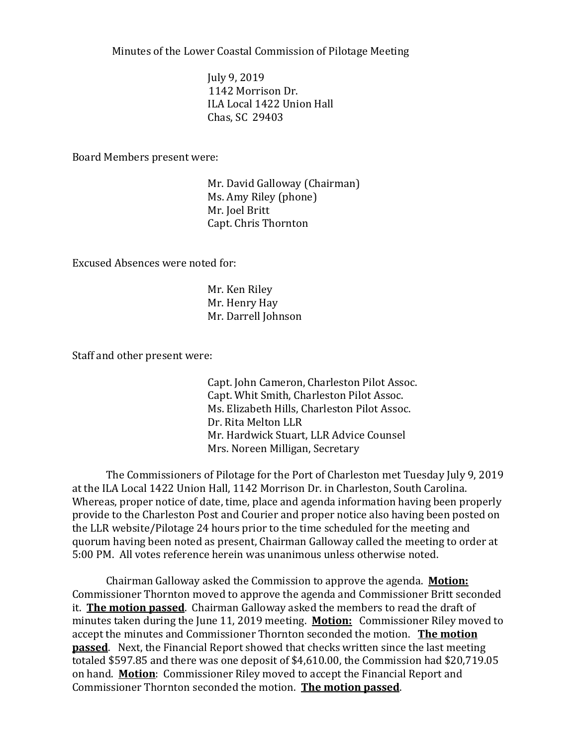Minutes of the Lower Coastal Commission of Pilotage Meeting

July 9, 2019
1142 Morrison Dr.
ILA Local 1422 Union Hall
Chas, SC 29403

Board Members present were:

Mr. David Galloway (Chairman)
Ms. Amy Riley (phone)
Mr. Joel Britt
Capt. Chris Thornton

Excused Absences were noted for:

Mr. Ken Riley
Mr. Henry Hay
Mr. Darrell Johnson

Staff and other present were:

Capt. John Cameron, Charleston Pilot Assoc.
Capt. Whit Smith, Charleston Pilot Assoc.
Ms. Elizabeth Hills, Charleston Pilot Assoc.
Dr. Rita Melton LLR
Mr. Hardwick Stuart, LLR Advice Counsel
Mrs. Noreen Milligan, Secretary

The Commissioners of Pilotage for the Port of Charleston met Tuesday July 9, 2019 at the ILA Local 1422 Union Hall, 1142 Morrison Dr. in Charleston, South Carolina. Whereas, proper notice of date, time, place and agenda information having been properly provide to the Charleston Post and Courier and proper notice also having been posted on the LLR website/Pilotage 24 hours prior to the time scheduled for the meeting and quorum having been noted as present, Chairman Galloway called the meeting to order at 5:00 PM. All votes reference herein was unanimous unless otherwise noted.

Chairman Galloway asked the Commission to approve the agenda. **Motion:** Commissioner Thornton moved to approve the agenda and Commissioner Britt seconded it. **The motion passed**. Chairman Galloway asked the members to read the draft of minutes taken during the June 11, 2019 meeting. **Motion:** Commissioner Riley moved to accept the minutes and Commissioner Thornton seconded the motion. **The motion passed**. Next, the Financial Report showed that checks written since the last meeting totaled $597.85 and there was one deposit of $4,610.00, the Commission had $20,719.05 on hand. **Motion**: Commissioner Riley moved to accept the Financial Report and Commissioner Thornton seconded the motion. **The motion passed**.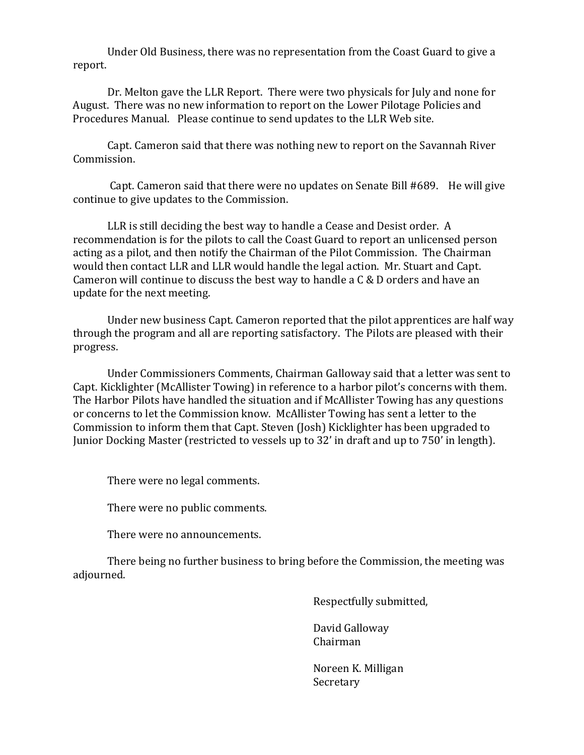Under Old Business, there was no representation from the Coast Guard to give a report.

Dr. Melton gave the LLR Report. There were two physicals for July and none for August. There was no new information to report on the Lower Pilotage Policies and Procedures Manual. Please continue to send updates to the LLR Web site.

Capt. Cameron said that there was nothing new to report on the Savannah River Commission.

Capt. Cameron said that there were no updates on Senate Bill #689. He will give continue to give updates to the Commission.

LLR is still deciding the best way to handle a Cease and Desist order. A recommendation is for the pilots to call the Coast Guard to report an unlicensed person acting as a pilot, and then notify the Chairman of the Pilot Commission. The Chairman would then contact LLR and LLR would handle the legal action. Mr. Stuart and Capt. Cameron will continue to discuss the best way to handle a C & D orders and have an update for the next meeting.

Under new business Capt. Cameron reported that the pilot apprentices are half way through the program and all are reporting satisfactory. The Pilots are pleased with their progress.

Under Commissioners Comments, Chairman Galloway said that a letter was sent to Capt. Kicklighter (McAllister Towing) in reference to a harbor pilot's concerns with them. The Harbor Pilots have handled the situation and if McAllister Towing has any questions or concerns to let the Commission know. McAllister Towing has sent a letter to the Commission to inform them that Capt. Steven (Josh) Kicklighter has been upgraded to Junior Docking Master (restricted to vessels up to 32' in draft and up to 750' in length).

There were no legal comments.

There were no public comments.

There were no announcements.

There being no further business to bring before the Commission, the meeting was adjourned.

Respectfully submitted,

David Galloway
Chairman

Noreen K. Milligan
Secretary